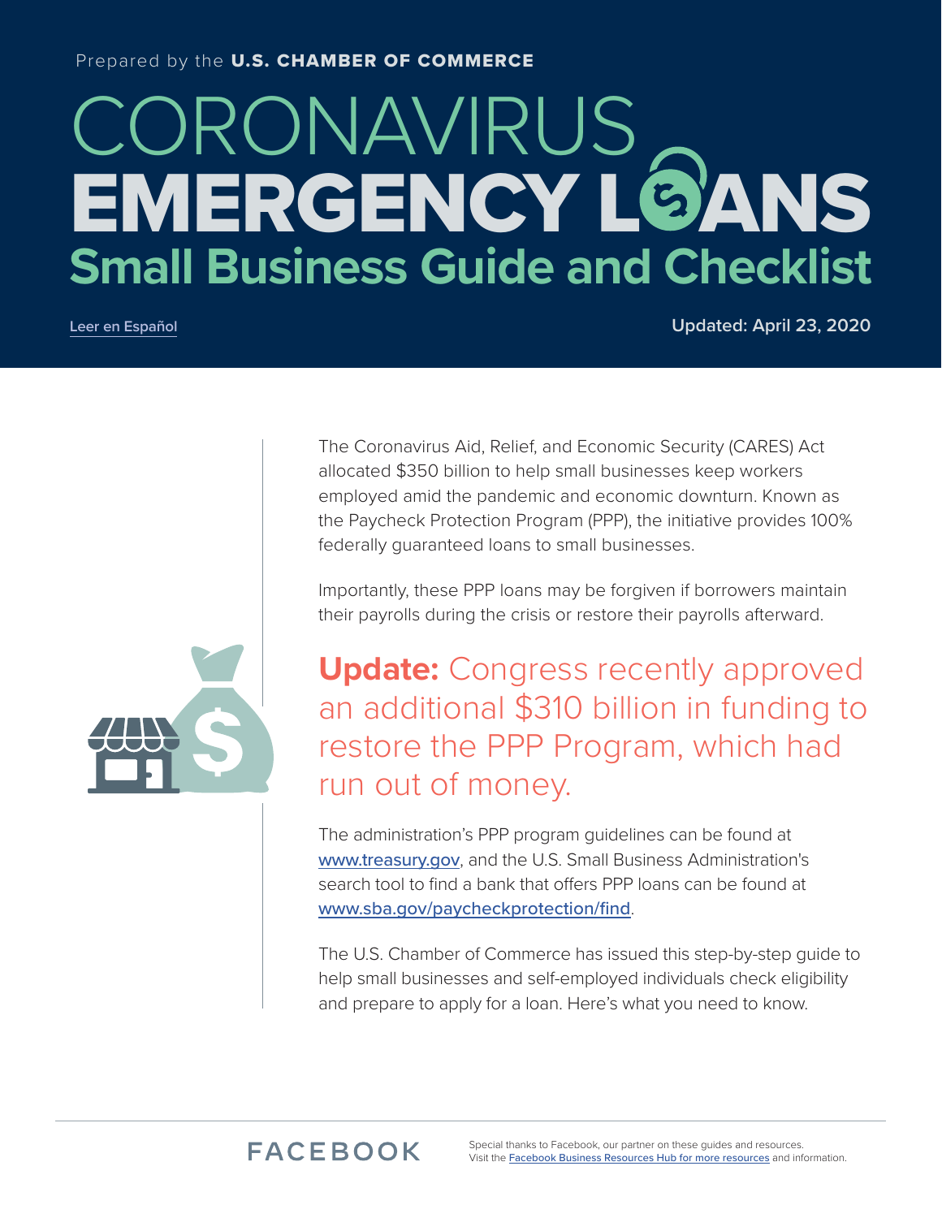Prepared by the **U.S. CHAMBER OF COMMERCE**

# CORONAVIRUS EMERGENCY LOANS

## Small Business Guide and Checklist

Leer en Español

Updated: April 23, 2020

The Coronavirus Aid, Relief, and Economic Security (CARES) Act allocated $350 billion to help small businesses keep workers employed amid the pandemic and economic downturn. Known as the Paycheck Protection Program (PPP), the initiative provides 100% federally guaranteed loans to small businesses.

Importantly, these PPP loans may be forgiven if borrowers maintain their payrolls during the crisis or restore their payrolls afterward.

**Update:** Congress recently approved an additional $310 billion in funding to restore the PPP Program, which had run out of money.

The administration's PPP program guidelines can be found at www.treasury.gov, and the U.S. Small Business Administration's search tool to find a bank that offers PPP loans can be found at www.sba.gov/paycheckprotection/find.

The U.S. Chamber of Commerce has issued this step-by-step guide to help small businesses and self-employed individuals check eligibility and prepare to apply for a loan. Here's what you need to know.

FACEBOOK

Special thanks to Facebook, our partner on these guides and resources. Visit the Facebook Business Resources Hub for more resources and information.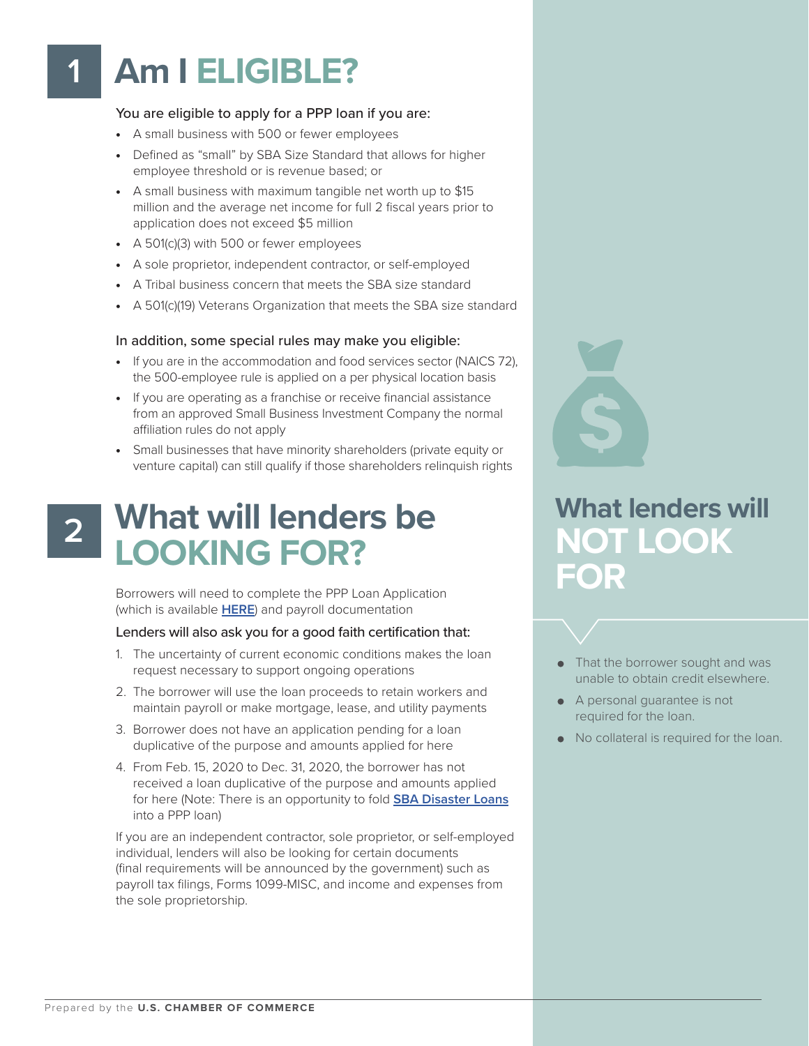# 1 Am I ELIGIBLE?

You are eligible to apply for a PPP loan if you are:

- A small business with 500 or fewer employees
- Defined as "small" by SBA Size Standard that allows for higher employee threshold or is revenue based; or
- A small business with maximum tangible net worth up to $15 million and the average net income for full 2 fiscal years prior to application does not exceed $5 million
- A 501(c)(3) with 500 or fewer employees
- A sole proprietor, independent contractor, or self-employed
- A Tribal business concern that meets the SBA size standard
- A 501(c)(19) Veterans Organization that meets the SBA size standard

In addition, some special rules may make you eligible:

- If you are in the accommodation and food services sector (NAICS 72), the 500-employee rule is applied on a per physical location basis
- If you are operating as a franchise or receive financial assistance from an approved Small Business Investment Company the normal affiliation rules do not apply
- Small businesses that have minority shareholders (private equity or venture capital) can still qualify if those shareholders relinquish rights

# 2 What will lenders be LOOKING FOR?

Borrowers will need to complete the PPP Loan Application (which is available **HERE**) and payroll documentation

Lenders will also ask you for a good faith certification that:

1. The uncertainty of current economic conditions makes the loan request necessary to support ongoing operations
2. The borrower will use the loan proceeds to retain workers and maintain payroll or make mortgage, lease, and utility payments
3. Borrower does not have an application pending for a loan duplicative of the purpose and amounts applied for here
4. From Feb. 15, 2020 to Dec. 31, 2020, the borrower has not received a loan duplicative of the purpose and amounts applied for here (Note: There is an opportunity to fold **SBA Disaster Loans** into a PPP loan)

If you are an independent contractor, sole proprietor, or self-employed individual, lenders will also be looking for certain documents (final requirements will be announced by the government) such as payroll tax filings, Forms 1099-MISC, and income and expenses from the sole proprietorship.

## What lenders will NOT LOOK FOR

- That the borrower sought and was unable to obtain credit elsewhere.
- A personal guarantee is not required for the loan.
- No collateral is required for the loan.

Prepared by the **U.S. CHAMBER OF COMMERCE**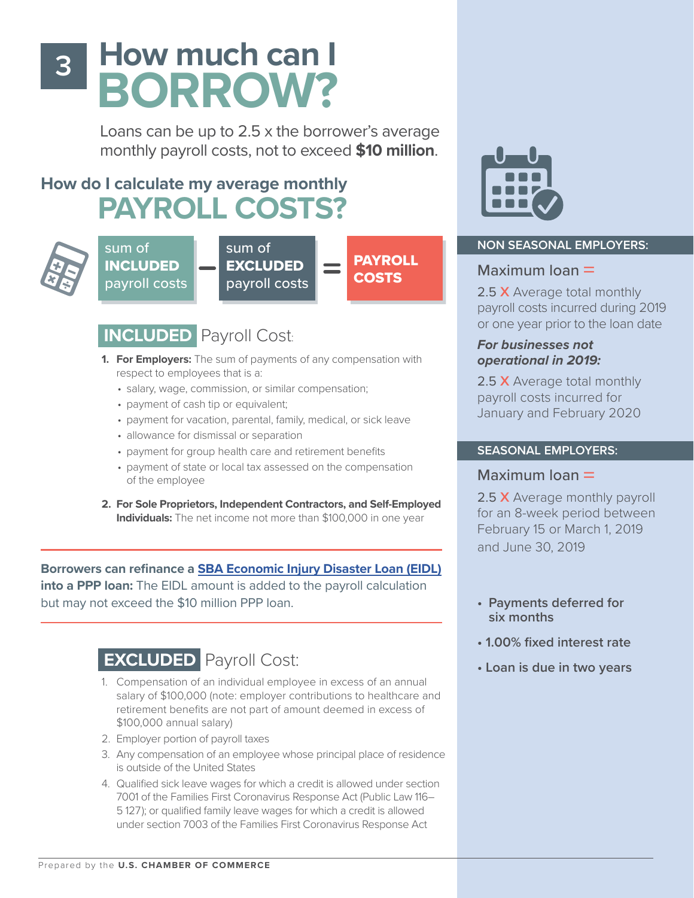# 3 How much can I BORROW?

Loans can be up to 2.5 x the borrower's average monthly payroll costs, not to exceed **$10 million**.

## How do I calculate my average monthly PAYROLL COSTS?

sum of **INCLUDED** payroll costs − sum of **EXCLUDED** payroll costs = **PAYROLL COSTS**

### INCLUDED Payroll Cost:

1. **For Employers:** The sum of payments of any compensation with respect to employees that is a:
   - salary, wage, commission, or similar compensation;
   - payment of cash tip or equivalent;
   - payment for vacation, parental, family, medical, or sick leave
   - allowance for dismissal or separation
   - payment for group health care and retirement benefits
   - payment of state or local tax assessed on the compensation of the employee
2. **For Sole Proprietors, Independent Contractors, and Self-Employed Individuals:** The net income not more than $100,000 in one year

**Borrowers can refinance a SBA Economic Injury Disaster Loan (EIDL) into a PPP loan:** The EIDL amount is added to the payroll calculation but may not exceed the $10 million PPP loan.

### EXCLUDED Payroll Cost:

1. Compensation of an individual employee in excess of an annual salary of $100,000 (note: employer contributions to healthcare and retirement benefits are not part of amount deemed in excess of $100,000 annual salary)
2. Employer portion of payroll taxes
3. Any compensation of an employee whose principal place of residence is outside of the United States
4. Qualified sick leave wages for which a credit is allowed under section 7001 of the Families First Coronavirus Response Act (Public Law 116–5 127); or qualified family leave wages for which a credit is allowed under section 7003 of the Families First Coronavirus Response Act

### NON SEASONAL EMPLOYERS:

Maximum loan =

2.5 X Average total monthly payroll costs incurred during 2019 or one year prior to the loan date

***For businesses not operational in 2019:***

2.5 X Average total monthly payroll costs incurred for January and February 2020

### SEASONAL EMPLOYERS:

Maximum loan =

2.5 X Average monthly payroll for an 8-week period between February 15 or March 1, 2019 and June 30, 2019

- **Payments deferred for six months**
- **1.00% fixed interest rate**
- **Loan is due in two years**

Prepared by the **U.S. CHAMBER OF COMMERCE**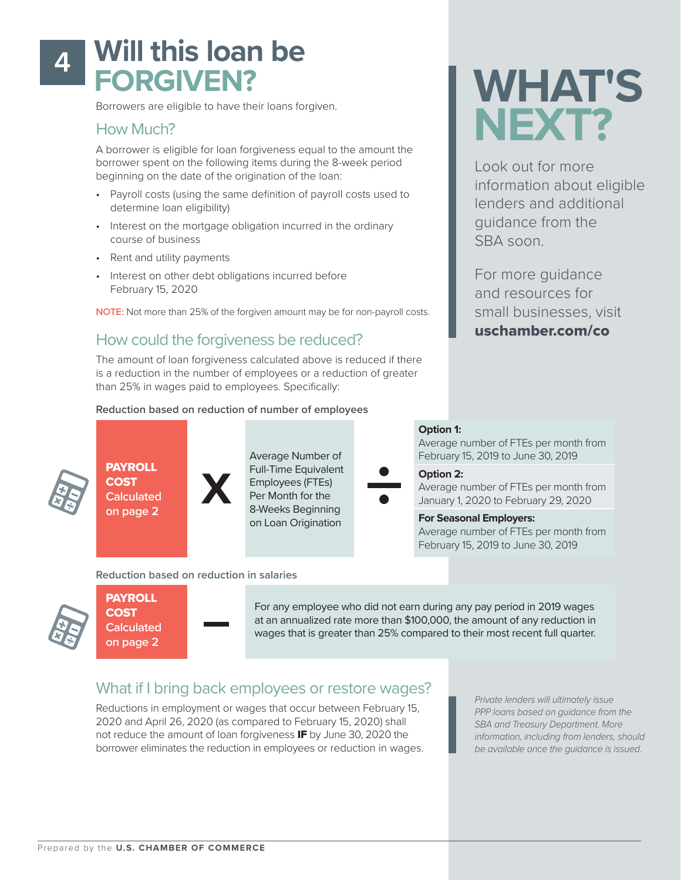# 4 Will this loan be FORGIVEN?

Borrowers are eligible to have their loans forgiven.

## How Much?

A borrower is eligible for loan forgiveness equal to the amount the borrower spent on the following items during the 8-week period beginning on the date of the origination of the loan:

- Payroll costs (using the same definition of payroll costs used to determine loan eligibility)
- Interest on the mortgage obligation incurred in the ordinary course of business
- Rent and utility payments
- Interest on other debt obligations incurred before February 15, 2020

**NOTE:** Not more than 25% of the forgiven amount may be for non-payroll costs.

## How could the forgiveness be reduced?

The amount of loan forgiveness calculated above is reduced if there is a reduction in the number of employees or a reduction of greater than 25% in wages paid to employees. Specifically:

**Reduction based on reduction of number of employees**

**PAYROLL COST** Calculated on page 2

X

Average Number of Full-Time Equivalent Employees (FTEs) Per Month for the 8-Weeks Beginning on Loan Origination

÷

**Option 1:** Average number of FTEs per month from February 15, 2019 to June 30, 2019

**Option 2:** Average number of FTEs per month from January 1, 2020 to February 29, 2020

**For Seasonal Employers:** Average number of FTEs per month from February 15, 2019 to June 30, 2019

**Reduction based on reduction in salaries**

**PAYROLL COST** Calculated on page 2

−

For any employee who did not earn during any pay period in 2019 wages at an annualized rate more than $100,000, the amount of any reduction in wages that is greater than 25% compared to their most recent full quarter.

## What if I bring back employees or restore wages?

Reductions in employment or wages that occur between February 15, 2020 and April 26, 2020 (as compared to February 15, 2020) shall not reduce the amount of loan forgiveness **IF** by June 30, 2020 the borrower eliminates the reduction in employees or reduction in wages.

# WHAT'S NEXT?

Look out for more information about eligible lenders and additional guidance from the SBA soon.

For more guidance and resources for small businesses, visit **uschamber.com/co**

*Private lenders will ultimately issue PPP loans based on guidance from the SBA and Treasury Department. More information, including from lenders, should be available once the guidance is issued.*

Prepared by the **U.S. CHAMBER OF COMMERCE**